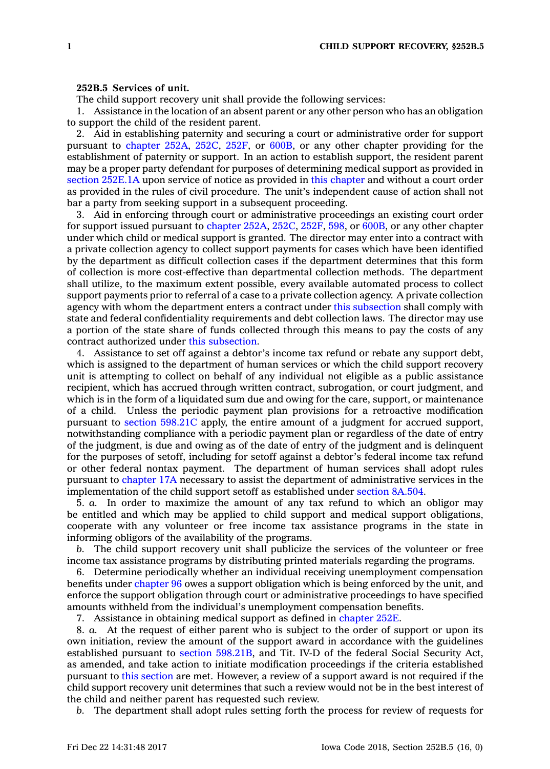**252B.5 Services of unit.**

The child support recovery unit shall provide the following services:

1. Assistance in the location of an absent parent or any other person who has an obligation to support the child of the resident parent.

2. Aid in establishing paternity and securing a court or administrative order for support pursuant to chapter 252A, 252C, 252F, or 600B, or any other chapter providing for the establishment of paternity or support. In an action to establish support, the resident parent may be a proper party defendant for purposes of determining medical support as provided in section 252E.1A upon service of notice as provided in this chapter and without a court order as provided in the rules of civil procedure. The unit's independent cause of action shall not bar a party from seeking support in a subsequent proceeding.

3. Aid in enforcing through court or administrative proceedings an existing court order for support issued pursuant to chapter 252A, 252C, 252F, 598, or 600B, or any other chapter under which child or medical support is granted. The director may enter into a contract with a private collection agency to collect support payments for cases which have been identified by the department as difficult collection cases if the department determines that this form of collection is more cost-effective than departmental collection methods. The department shall utilize, to the maximum extent possible, every available automated process to collect support payments prior to referral of a case to a private collection agency. A private collection agency with whom the department enters a contract under this subsection shall comply with state and federal confidentiality requirements and debt collection laws. The director may use a portion of the state share of funds collected through this means to pay the costs of any contract authorized under this subsection.

4. Assistance to set off against a debtor's income tax refund or rebate any support debt, which is assigned to the department of human services or which the child support recovery unit is attempting to collect on behalf of any individual not eligible as a public assistance recipient, which has accrued through written contract, subrogation, or court judgment, and which is in the form of a liquidated sum due and owing for the care, support, or maintenance of a child. Unless the periodic payment plan provisions for a retroactive modification pursuant to section 598.21C apply, the entire amount of a judgment for accrued support, notwithstanding compliance with a periodic payment plan or regardless of the date of entry of the judgment, is due and owing as of the date of entry of the judgment and is delinquent for the purposes of setoff, including for setoff against a debtor's federal income tax refund or other federal nontax payment. The department of human services shall adopt rules pursuant to chapter 17A necessary to assist the department of administrative services in the implementation of the child support setoff as established under section 8A.504.

5. *a.* In order to maximize the amount of any tax refund to which an obligor may be entitled and which may be applied to child support and medical support obligations, cooperate with any volunteer or free income tax assistance programs in the state in informing obligors of the availability of the programs.

*b.* The child support recovery unit shall publicize the services of the volunteer or free income tax assistance programs by distributing printed materials regarding the programs.

6. Determine periodically whether an individual receiving unemployment compensation benefits under chapter 96 owes a support obligation which is being enforced by the unit, and enforce the support obligation through court or administrative proceedings to have specified amounts withheld from the individual's unemployment compensation benefits.

7. Assistance in obtaining medical support as defined in chapter 252E.

8. *a.* At the request of either parent who is subject to the order of support or upon its own initiation, review the amount of the support award in accordance with the guidelines established pursuant to section 598.21B, and Tit. IV-D of the federal Social Security Act, as amended, and take action to initiate modification proceedings if the criteria established pursuant to this section are met. However, a review of a support award is not required if the child support recovery unit determines that such a review would not be in the best interest of the child and neither parent has requested such review.

*b.* The department shall adopt rules setting forth the process for review of requests for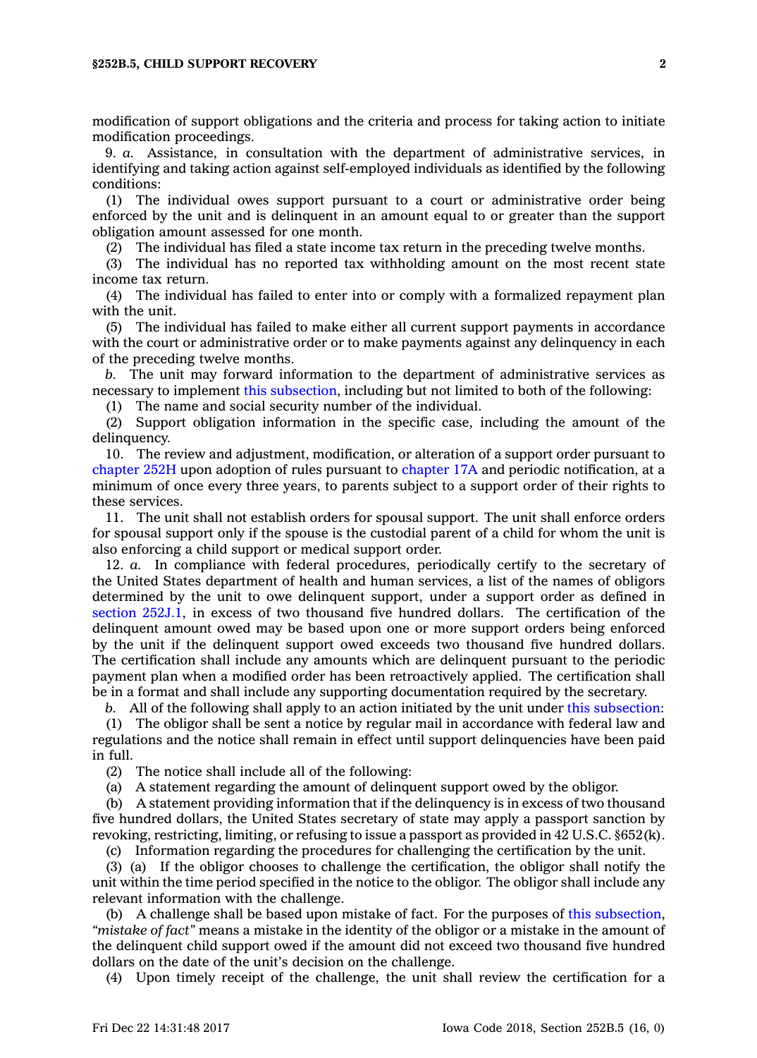modification of support obligations and the criteria and process for taking action to initiate modification proceedings.

9. *a.* Assistance, in consultation with the department of administrative services, in identifying and taking action against self-employed individuals as identified by the following conditions:

(1) The individual owes support pursuant to a court or administrative order being enforced by the unit and is delinquent in an amount equal to or greater than the support obligation amount assessed for one month.

(2) The individual has filed a state income tax return in the preceding twelve months.

(3) The individual has no reported tax withholding amount on the most recent state income tax return.

(4) The individual has failed to enter into or comply with a formalized repayment plan with the unit.

(5) The individual has failed to make either all current support payments in accordance with the court or administrative order or to make payments against any delinquency in each of the preceding twelve months.

*b.* The unit may forward information to the department of administrative services as necessary to implement this subsection, including but not limited to both of the following:

(1) The name and social security number of the individual.

(2) Support obligation information in the specific case, including the amount of the delinquency.

10. The review and adjustment, modification, or alteration of a support order pursuant to chapter 252H upon adoption of rules pursuant to chapter 17A and periodic notification, at a minimum of once every three years, to parents subject to a support order of their rights to these services.

11. The unit shall not establish orders for spousal support. The unit shall enforce orders for spousal support only if the spouse is the custodial parent of a child for whom the unit is also enforcing a child support or medical support order.

12. *a.* In compliance with federal procedures, periodically certify to the secretary of the United States department of health and human services, a list of the names of obligors determined by the unit to owe delinquent support, under a support order as defined in section 252J.1, in excess of two thousand five hundred dollars. The certification of the delinquent amount owed may be based upon one or more support orders being enforced by the unit if the delinquent support owed exceeds two thousand five hundred dollars. The certification shall include any amounts which are delinquent pursuant to the periodic payment plan when a modified order has been retroactively applied. The certification shall be in a format and shall include any supporting documentation required by the secretary.

*b.* All of the following shall apply to an action initiated by the unit under this subsection:

(1) The obligor shall be sent a notice by regular mail in accordance with federal law and regulations and the notice shall remain in effect until support delinquencies have been paid in full.

(2) The notice shall include all of the following:

(a) A statement regarding the amount of delinquent support owed by the obligor.

(b) A statement providing information that if the delinquency is in excess of two thousand five hundred dollars, the United States secretary of state may apply a passport sanction by revoking, restricting, limiting, or refusing to issue a passport as provided in 42 U.S.C. §652(k).

(c) Information regarding the procedures for challenging the certification by the unit.

(3) (a) If the obligor chooses to challenge the certification, the obligor shall notify the unit within the time period specified in the notice to the obligor. The obligor shall include any relevant information with the challenge.

(b) A challenge shall be based upon mistake of fact. For the purposes of this subsection, *"mistake of fact"* means a mistake in the identity of the obligor or a mistake in the amount of the delinquent child support owed if the amount did not exceed two thousand five hundred dollars on the date of the unit's decision on the challenge.

(4) Upon timely receipt of the challenge, the unit shall review the certification for a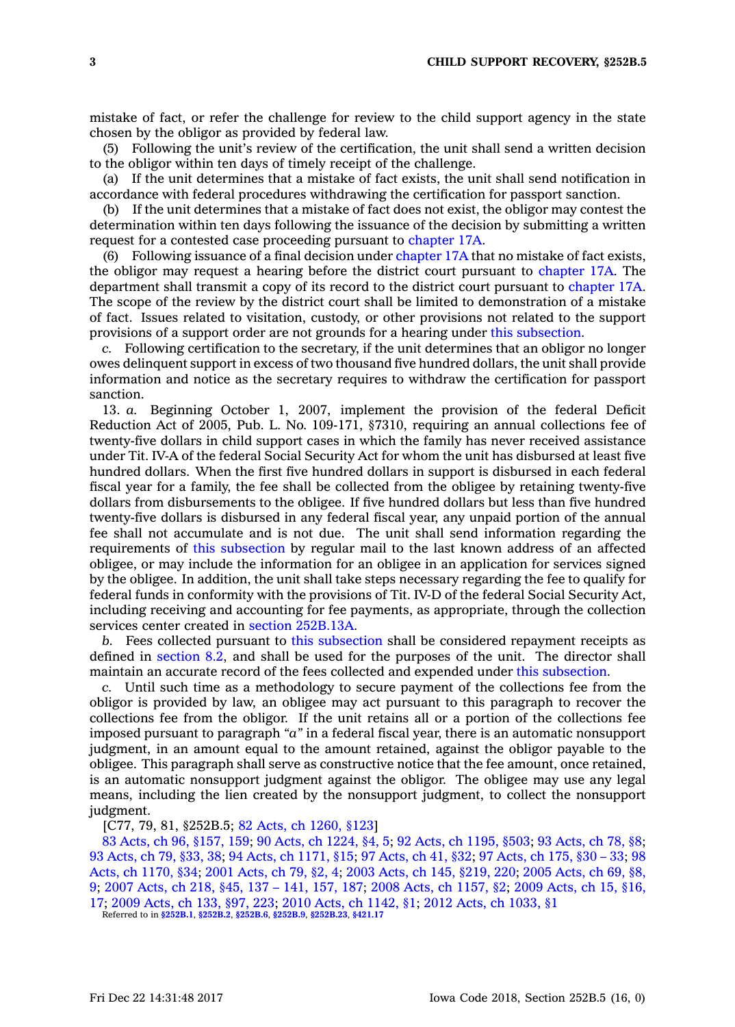mistake of fact, or refer the challenge for review to the child support agency in the state chosen by the obligor as provided by federal law.

(5) Following the unit's review of the certification, the unit shall send a written decision to the obligor within ten days of timely receipt of the challenge.

(a) If the unit determines that a mistake of fact exists, the unit shall send notification in accordance with federal procedures withdrawing the certification for passport sanction.

(b) If the unit determines that a mistake of fact does not exist, the obligor may contest the determination within ten days following the issuance of the decision by submitting a written request for a contested case proceeding pursuant to chapter 17A.

(6) Following issuance of a final decision under chapter 17A that no mistake of fact exists, the obligor may request a hearing before the district court pursuant to chapter 17A. The department shall transmit a copy of its record to the district court pursuant to chapter 17A. The scope of the review by the district court shall be limited to demonstration of a mistake of fact. Issues related to visitation, custody, or other provisions not related to the support provisions of a support order are not grounds for a hearing under this subsection.

*c.* Following certification to the secretary, if the unit determines that an obligor no longer owes delinquent support in excess of two thousand five hundred dollars, the unit shall provide information and notice as the secretary requires to withdraw the certification for passport sanction.

13. *a.* Beginning October 1, 2007, implement the provision of the federal Deficit Reduction Act of 2005, Pub. L. No. 109-171, §7310, requiring an annual collections fee of twenty-five dollars in child support cases in which the family has never received assistance under Tit. IV-A of the federal Social Security Act for whom the unit has disbursed at least five hundred dollars. When the first five hundred dollars in support is disbursed in each federal fiscal year for a family, the fee shall be collected from the obligee by retaining twenty-five dollars from disbursements to the obligee. If five hundred dollars but less than five hundred twenty-five dollars is disbursed in any federal fiscal year, any unpaid portion of the annual fee shall not accumulate and is not due. The unit shall send information regarding the requirements of this subsection by regular mail to the last known address of an affected obligee, or may include the information for an obligee in an application for services signed by the obligee. In addition, the unit shall take steps necessary regarding the fee to qualify for federal funds in conformity with the provisions of Tit. IV-D of the federal Social Security Act, including receiving and accounting for fee payments, as appropriate, through the collection services center created in section 252B.13A.

*b.* Fees collected pursuant to this subsection shall be considered repayment receipts as defined in section 8.2, and shall be used for the purposes of the unit. The director shall maintain an accurate record of the fees collected and expended under this subsection.

*c.* Until such time as a methodology to secure payment of the collections fee from the obligor is provided by law, an obligee may act pursuant to this paragraph to recover the collections fee from the obligor. If the unit retains all or a portion of the collections fee imposed pursuant to paragraph *"a"* in a federal fiscal year, there is an automatic nonsupport judgment, in an amount equal to the amount retained, against the obligor payable to the obligee. This paragraph shall serve as constructive notice that the fee amount, once retained, is an automatic nonsupport judgment against the obligor. The obligee may use any legal means, including the lien created by the nonsupport judgment, to collect the nonsupport judgment.

[C77, 79, 81, §252B.5; 82 Acts, ch 1260, §123]

83 Acts, ch 96, §157, 159; 90 Acts, ch 1224, §4, 5; 92 Acts, ch 1195, §503; 93 Acts, ch 78, §8; 93 Acts, ch 79, §33, 38; 94 Acts, ch 1171, §15; 97 Acts, ch 41, §32; 97 Acts, ch 175, §30 – 33; 98 Acts, ch 1170, §34; 2001 Acts, ch 79, §2, 4; 2003 Acts, ch 145, §219, 220; 2005 Acts, ch 69, §8, 9; 2007 Acts, ch 218, §45, 137 – 141, 157, 187; 2008 Acts, ch 1157, §2; 2009 Acts, ch 15, §16, 17; 2009 Acts, ch 133, §97, 223; 2010 Acts, ch 1142, §1; 2012 Acts, ch 1033, §1

Referred to in **§252B.1, §252B.2, §252B.6, §252B.9, §252B.23, §421.17**